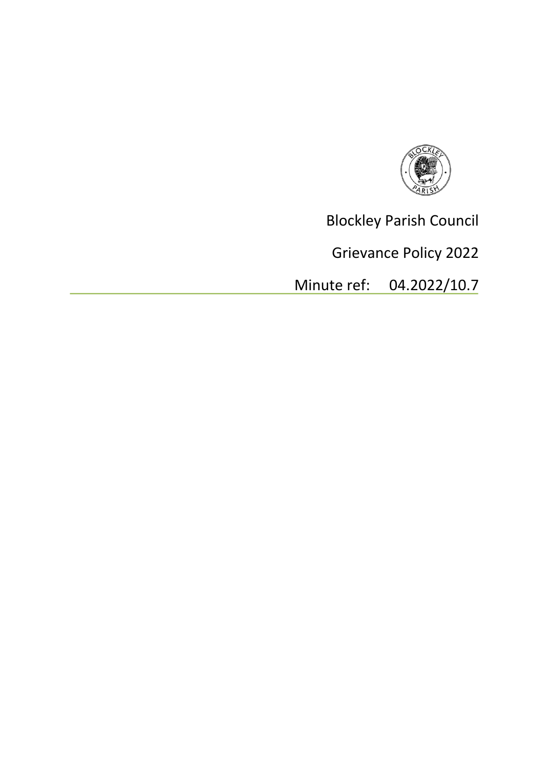Blockley Parish Council

Grievance Policy 2022

Minute ref: 04.2022/10.7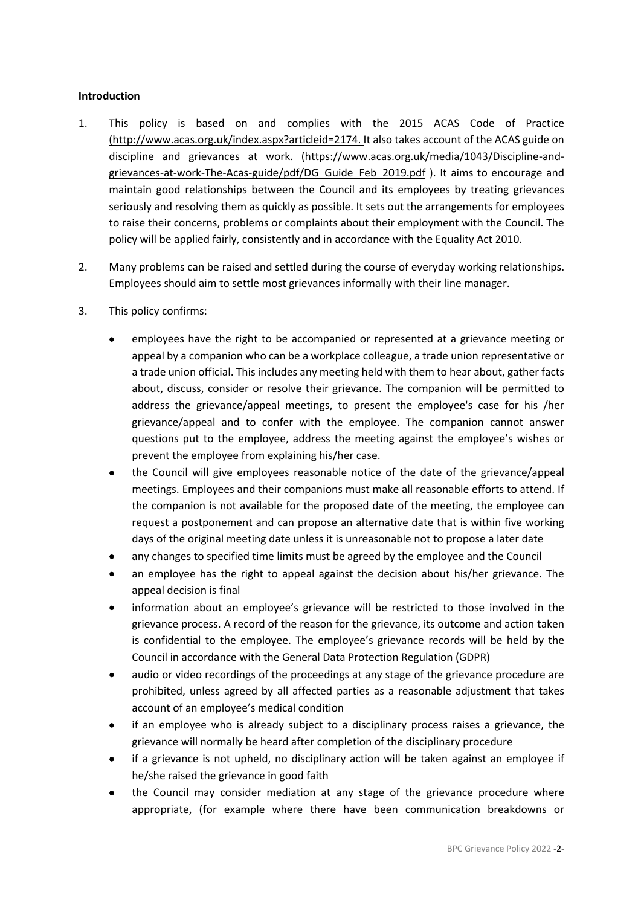**Introduction**

1. This policy is based on and complies with the 2015 ACAS Code of Practice (http://www.acas.org.uk/index.aspx?articleid=2174. It also takes account of the ACAS guide on discipline and grievances at work. (https://www.acas.org.uk/media/1043/Discipline-and-grievances-at-work-The-Acas-guide/pdf/DG_Guide_Feb_2019.pdf ). It aims to encourage and maintain good relationships between the Council and its employees by treating grievances seriously and resolving them as quickly as possible. It sets out the arrangements for employees to raise their concerns, problems or complaints about their employment with the Council. The policy will be applied fairly, consistently and in accordance with the Equality Act 2010.

2. Many problems can be raised and settled during the course of everyday working relationships. Employees should aim to settle most grievances informally with their line manager.

3. This policy confirms:

   - employees have the right to be accompanied or represented at a grievance meeting or appeal by a companion who can be a workplace colleague, a trade union representative or a trade union official. This includes any meeting held with them to hear about, gather facts about, discuss, consider or resolve their grievance. The companion will be permitted to address the grievance/appeal meetings, to present the employee's case for his /her grievance/appeal and to confer with the employee. The companion cannot answer questions put to the employee, address the meeting against the employee's wishes or prevent the employee from explaining his/her case.
   - the Council will give employees reasonable notice of the date of the grievance/appeal meetings. Employees and their companions must make all reasonable efforts to attend. If the companion is not available for the proposed date of the meeting, the employee can request a postponement and can propose an alternative date that is within five working days of the original meeting date unless it is unreasonable not to propose a later date
   - any changes to specified time limits must be agreed by the employee and the Council
   - an employee has the right to appeal against the decision about his/her grievance. The appeal decision is final
   - information about an employee's grievance will be restricted to those involved in the grievance process. A record of the reason for the grievance, its outcome and action taken is confidential to the employee. The employee's grievance records will be held by the Council in accordance with the General Data Protection Regulation (GDPR)
   - audio or video recordings of the proceedings at any stage of the grievance procedure are prohibited, unless agreed by all affected parties as a reasonable adjustment that takes account of an employee's medical condition
   - if an employee who is already subject to a disciplinary process raises a grievance, the grievance will normally be heard after completion of the disciplinary procedure
   - if a grievance is not upheld, no disciplinary action will be taken against an employee if he/she raised the grievance in good faith
   - the Council may consider mediation at any stage of the grievance procedure where appropriate, (for example where there have been communication breakdowns or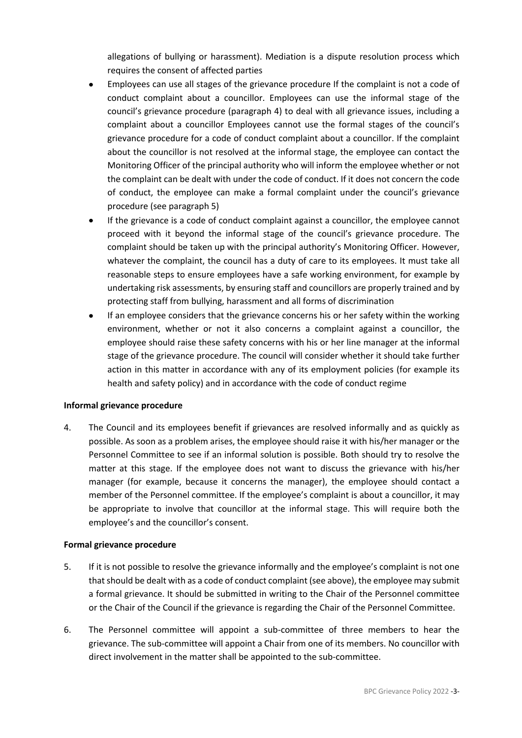allegations of bullying or harassment). Mediation is a dispute resolution process which requires the consent of affected parties

- Employees can use all stages of the grievance procedure If the complaint is not a code of conduct complaint about a councillor. Employees can use the informal stage of the council's grievance procedure (paragraph 4) to deal with all grievance issues, including a complaint about a councillor Employees cannot use the formal stages of the council's grievance procedure for a code of conduct complaint about a councillor. If the complaint about the councillor is not resolved at the informal stage, the employee can contact the Monitoring Officer of the principal authority who will inform the employee whether or not the complaint can be dealt with under the code of conduct. If it does not concern the code of conduct, the employee can make a formal complaint under the council's grievance procedure (see paragraph 5)
- If the grievance is a code of conduct complaint against a councillor, the employee cannot proceed with it beyond the informal stage of the council's grievance procedure. The complaint should be taken up with the principal authority's Monitoring Officer. However, whatever the complaint, the council has a duty of care to its employees. It must take all reasonable steps to ensure employees have a safe working environment, for example by undertaking risk assessments, by ensuring staff and councillors are properly trained and by protecting staff from bullying, harassment and all forms of discrimination
- If an employee considers that the grievance concerns his or her safety within the working environment, whether or not it also concerns a complaint against a councillor, the employee should raise these safety concerns with his or her line manager at the informal stage of the grievance procedure. The council will consider whether it should take further action in this matter in accordance with any of its employment policies (for example its health and safety policy) and in accordance with the code of conduct regime

**Informal grievance procedure**

4. The Council and its employees benefit if grievances are resolved informally and as quickly as possible. As soon as a problem arises, the employee should raise it with his/her manager or the Personnel Committee to see if an informal solution is possible. Both should try to resolve the matter at this stage. If the employee does not want to discuss the grievance with his/her manager (for example, because it concerns the manager), the employee should contact a member of the Personnel committee. If the employee's complaint is about a councillor, it may be appropriate to involve that councillor at the informal stage. This will require both the employee's and the councillor's consent.

**Formal grievance procedure**

5. If it is not possible to resolve the grievance informally and the employee's complaint is not one that should be dealt with as a code of conduct complaint (see above), the employee may submit a formal grievance. It should be submitted in writing to the Chair of the Personnel committee or the Chair of the Council if the grievance is regarding the Chair of the Personnel Committee.

6. The Personnel committee will appoint a sub-committee of three members to hear the grievance. The sub-committee will appoint a Chair from one of its members. No councillor with direct involvement in the matter shall be appointed to the sub-committee.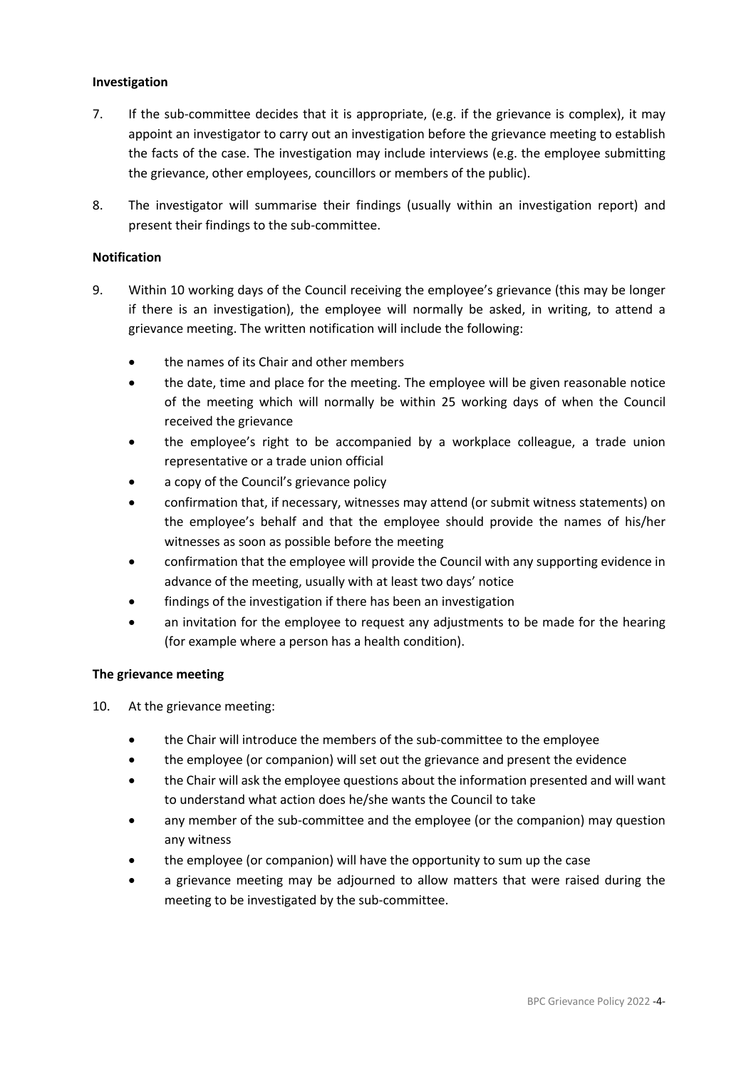**Investigation**

7. If the sub-committee decides that it is appropriate, (e.g. if the grievance is complex), it may appoint an investigator to carry out an investigation before the grievance meeting to establish the facts of the case. The investigation may include interviews (e.g. the employee submitting the grievance, other employees, councillors or members of the public).

8. The investigator will summarise their findings (usually within an investigation report) and present their findings to the sub-committee.

**Notification**

9. Within 10 working days of the Council receiving the employee's grievance (this may be longer if there is an investigation), the employee will normally be asked, in writing, to attend a grievance meeting. The written notification will include the following:

   - the names of its Chair and other members
   - the date, time and place for the meeting. The employee will be given reasonable notice of the meeting which will normally be within 25 working days of when the Council received the grievance
   - the employee's right to be accompanied by a workplace colleague, a trade union representative or a trade union official
   - a copy of the Council's grievance policy
   - confirmation that, if necessary, witnesses may attend (or submit witness statements) on the employee's behalf and that the employee should provide the names of his/her witnesses as soon as possible before the meeting
   - confirmation that the employee will provide the Council with any supporting evidence in advance of the meeting, usually with at least two days' notice
   - findings of the investigation if there has been an investigation
   - an invitation for the employee to request any adjustments to be made for the hearing (for example where a person has a health condition).

**The grievance meeting**

10. At the grievance meeting:

    - the Chair will introduce the members of the sub-committee to the employee
    - the employee (or companion) will set out the grievance and present the evidence
    - the Chair will ask the employee questions about the information presented and will want to understand what action does he/she wants the Council to take
    - any member of the sub-committee and the employee (or the companion) may question any witness
    - the employee (or companion) will have the opportunity to sum up the case
    - a grievance meeting may be adjourned to allow matters that were raised during the meeting to be investigated by the sub-committee.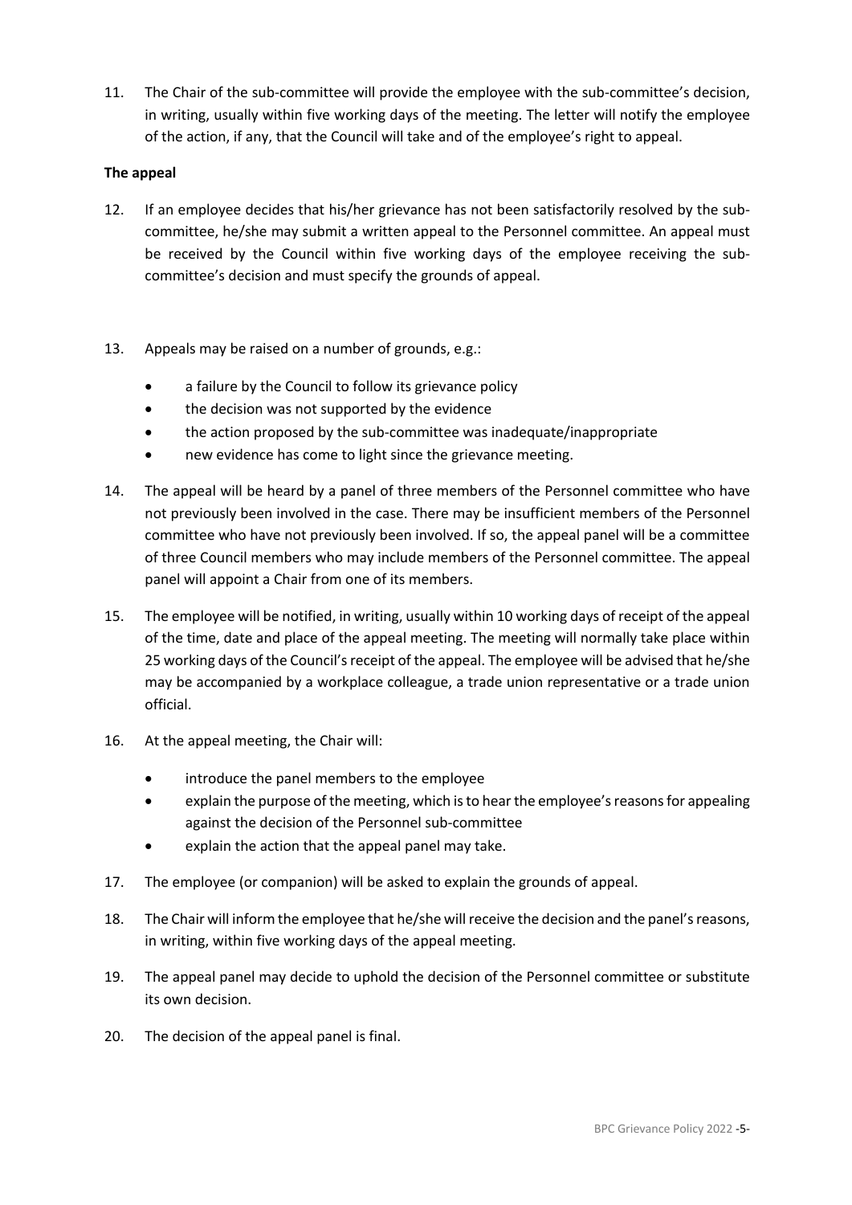11. The Chair of the sub-committee will provide the employee with the sub-committee's decision, in writing, usually within five working days of the meeting. The letter will notify the employee of the action, if any, that the Council will take and of the employee's right to appeal.

**The appeal**

12. If an employee decides that his/her grievance has not been satisfactorily resolved by the sub-committee, he/she may submit a written appeal to the Personnel committee. An appeal must be received by the Council within five working days of the employee receiving the sub-committee's decision and must specify the grounds of appeal.

13. Appeals may be raised on a number of grounds, e.g.:
    - a failure by the Council to follow its grievance policy
    - the decision was not supported by the evidence
    - the action proposed by the sub-committee was inadequate/inappropriate
    - new evidence has come to light since the grievance meeting.

14. The appeal will be heard by a panel of three members of the Personnel committee who have not previously been involved in the case. There may be insufficient members of the Personnel committee who have not previously been involved. If so, the appeal panel will be a committee of three Council members who may include members of the Personnel committee. The appeal panel will appoint a Chair from one of its members.

15. The employee will be notified, in writing, usually within 10 working days of receipt of the appeal of the time, date and place of the appeal meeting. The meeting will normally take place within 25 working days of the Council's receipt of the appeal. The employee will be advised that he/she may be accompanied by a workplace colleague, a trade union representative or a trade union official.

16. At the appeal meeting, the Chair will:
    - introduce the panel members to the employee
    - explain the purpose of the meeting, which is to hear the employee's reasons for appealing against the decision of the Personnel sub-committee
    - explain the action that the appeal panel may take.

17. The employee (or companion) will be asked to explain the grounds of appeal.

18. The Chair will inform the employee that he/she will receive the decision and the panel's reasons, in writing, within five working days of the appeal meeting.

19. The appeal panel may decide to uphold the decision of the Personnel committee or substitute its own decision.

20. The decision of the appeal panel is final.